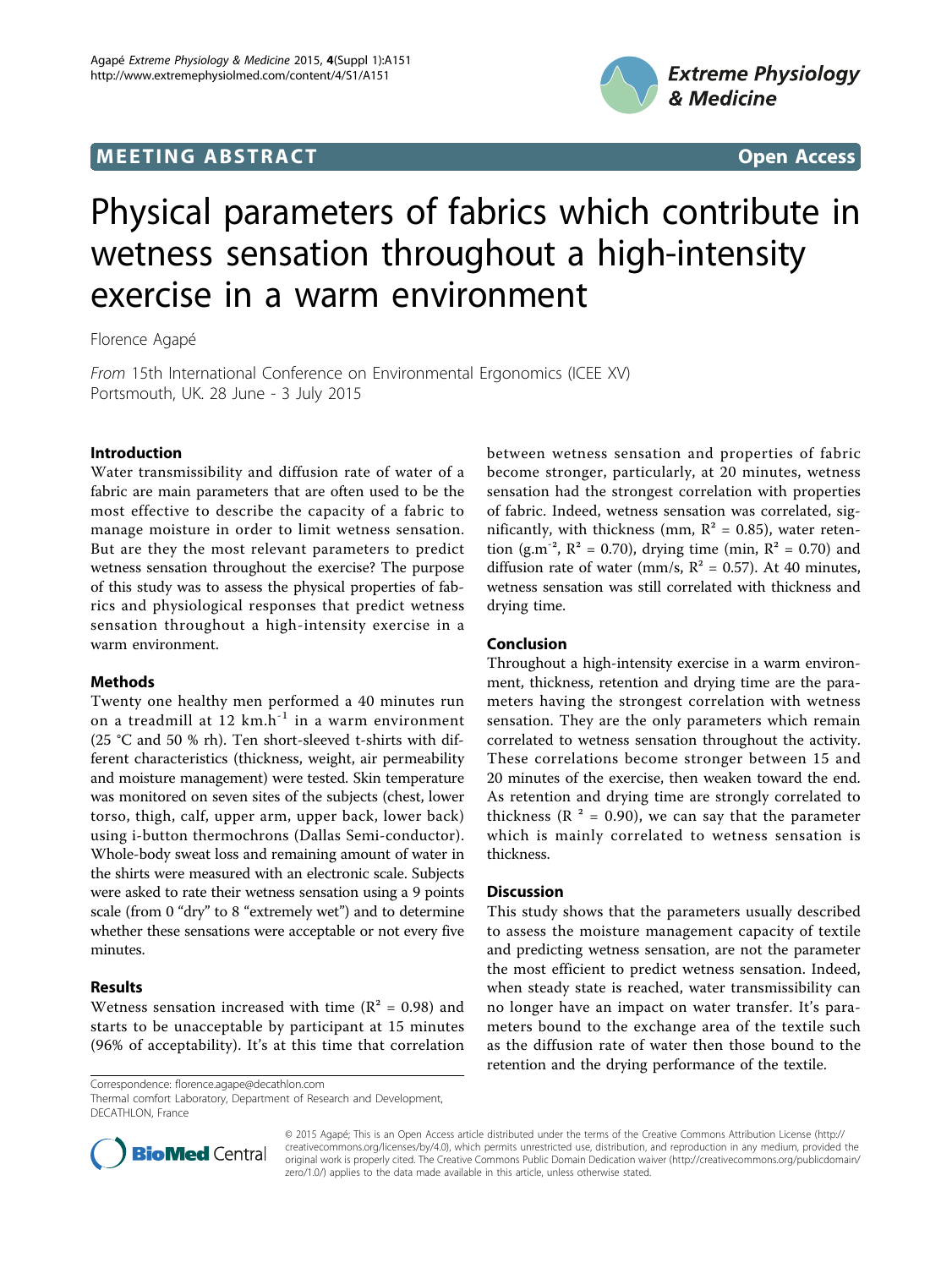**MEETING ABSTRACT** **Open Access**

# Physical parameters of fabrics which contribute in wetness sensation throughout a high-intensity exercise in a warm environment

Florence Agapé

*From* 15th International Conference on Environmental Ergonomics (ICEE XV)
Portsmouth, UK. 28 June - 3 July 2015

## Introduction

Water transmissibility and diffusion rate of water of a fabric are main parameters that are often used to be the most effective to describe the capacity of a fabric to manage moisture in order to limit wetness sensation. But are they the most relevant parameters to predict wetness sensation throughout the exercise? The purpose of this study was to assess the physical properties of fabrics and physiological responses that predict wetness sensation throughout a high-intensity exercise in a warm environment.

## Methods

Twenty one healthy men performed a 40 minutes run on a treadmill at 12 $km.h^{-1}$ in a warm environment (25 °C and 50 % rh). Ten short-sleeved t-shirts with different characteristics (thickness, weight, air permeability and moisture management) were tested. Skin temperature was monitored on seven sites of the subjects (chest, lower torso, thigh, calf, upper arm, upper back, lower back) using i-button thermochrons (Dallas Semi-conductor). Whole-body sweat loss and remaining amount of water in the shirts were measured with an electronic scale. Subjects were asked to rate their wetness sensation using a 9 points scale (from 0 "dry" to 8 "extremely wet") and to determine whether these sensations were acceptable or not every five minutes.

## Results

Wetness sensation increased with time ($R^2 = 0.98$) and starts to be unacceptable by participant at 15 minutes (96% of acceptability). It's at this time that correlation between wetness sensation and properties of fabric become stronger, particularly, at 20 minutes, wetness sensation had the strongest correlation with properties of fabric. Indeed, wetness sensation was correlated, significantly, with thickness (mm, $R^2 = 0.85$), water retention ($g.m^{-2}$, $R^2 = 0.70$), drying time (min, $R^2 = 0.70$) and diffusion rate of water (mm/s, $R^2 = 0.57$). At 40 minutes, wetness sensation was still correlated with thickness and drying time.

## Conclusion

Throughout a high-intensity exercise in a warm environment, thickness, retention and drying time are the parameters having the strongest correlation with wetness sensation. They are the only parameters which remain correlated to wetness sensation throughout the activity. These correlations become stronger between 15 and 20 minutes of the exercise, then weaken toward the end. As retention and drying time are strongly correlated to thickness ($R^2 = 0.90$), we can say that the parameter which is mainly correlated to wetness sensation is thickness.

## Discussion

This study shows that the parameters usually described to assess the moisture management capacity of textile and predicting wetness sensation, are not the parameter the most efficient to predict wetness sensation. Indeed, when steady state is reached, water transmissibility can no longer have an impact on water transfer. It's parameters bound to the exchange area of the textile such as the diffusion rate of water then those bound to the retention and the drying performance of the textile.

Correspondence: florence.agape@decathlon.com
Thermal comfort Laboratory, Department of Research and Development, DECATHLON, France

© 2015 Agapé; This is an Open Access article distributed under the terms of the Creative Commons Attribution License (http://creativecommons.org/licenses/by/4.0), which permits unrestricted use, distribution, and reproduction in any medium, provided the original work is properly cited. The Creative Commons Public Domain Dedication waiver (http://creativecommons.org/publicdomain/zero/1.0/) applies to the data made available in this article, unless otherwise stated.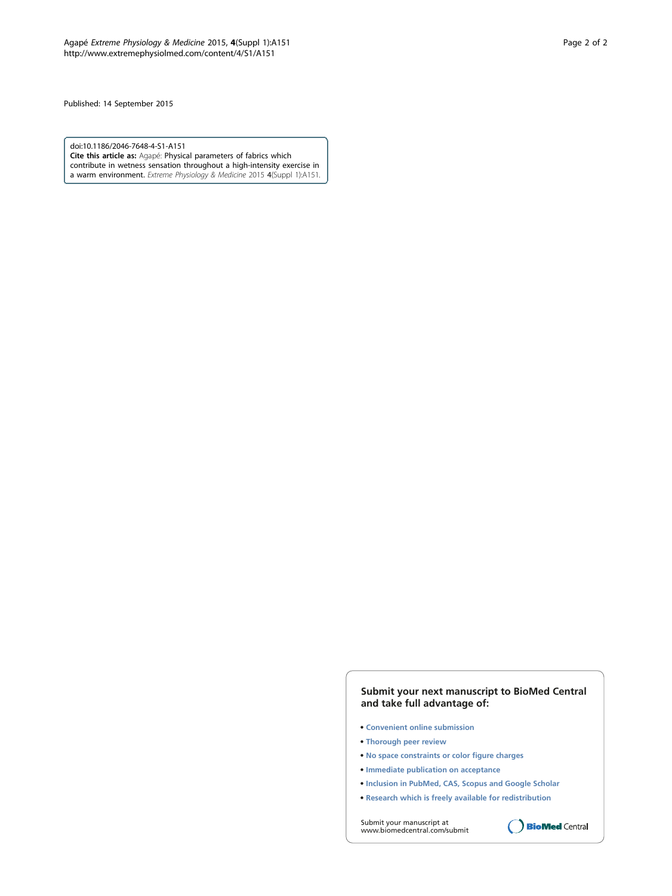Published: 14 September 2015

doi:10.1186/2046-7648-4-S1-A151
**Cite this article as:** Agapé: Physical parameters of fabrics which contribute in wetness sensation throughout a high-intensity exercise in a warm environment. *Extreme Physiology & Medicine* 2015 **4**(Suppl 1):A151.

**Submit your next manuscript to BioMed Central and take full advantage of:**

- **Convenient online submission**
- **Thorough peer review**
- **No space constraints or color figure charges**
- **Immediate publication on acceptance**
- **Inclusion in PubMed, CAS, Scopus and Google Scholar**
- **Research which is freely available for redistribution**

Submit your manuscript at
www.biomedcentral.com/submit

BioMed Central